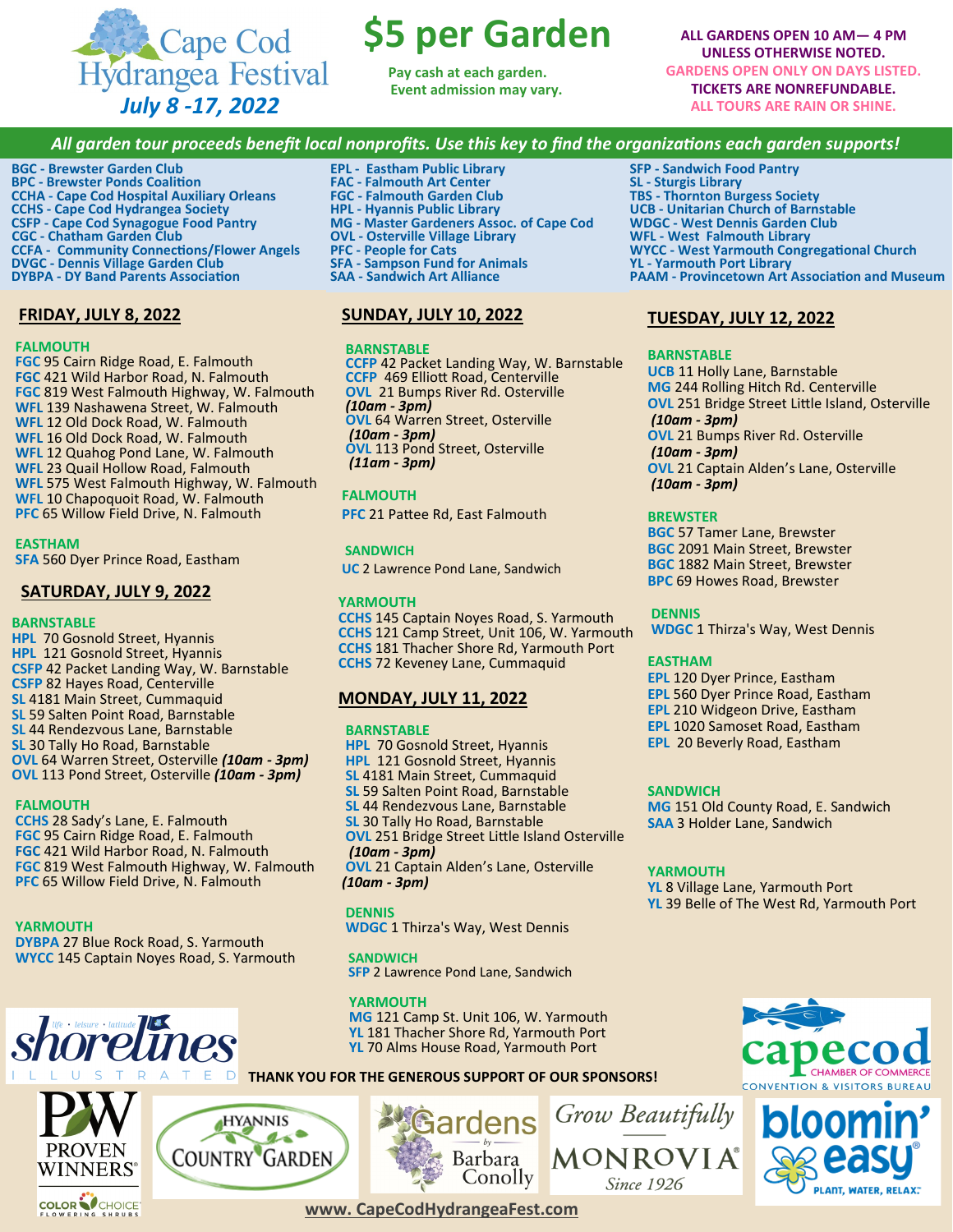# Cape Cod Hydrangea Festival

***July 8 -17, 2022***

## $5 per Garden

**Pay cash at each garden.**
**Event admission may vary.**

**ALL GARDENS OPEN 10 AM— 4 PM UNLESS OTHERWISE NOTED.**
**GARDENS OPEN ONLY ON DAYS LISTED.**
**TICKETS ARE NONREFUNDABLE.**
**ALL TOURS ARE RAIN OR SHINE.**

***All garden tour proceeds benefit local nonprofits. Use this key to find the organizations each garden supports!***

- **BGC - Brewster Garden Club**
- **BPC - Brewster Ponds Coalition**
- **CCHA - Cape Cod Hospital Auxiliary Orleans**
- **CCHS - Cape Cod Hydrangea Society**
- **CSFP - Cape Cod Synagogue Food Pantry**
- **CGC - Chatham Garden Club**
- **CCFA - Community Connections/Flower Angels**
- **DVGC - Dennis Village Garden Club**
- **DYBPA - DY Band Parents Association**
- **EPL - Eastham Public Library**
- **FAC - Falmouth Art Center**
- **FGC - Falmouth Garden Club**
- **HPL - Hyannis Public Library**
- **MG - Master Gardeners Assoc. of Cape Cod**
- **OVL - Osterville Village Library**
- **PFC - People for Cats**
- **SFA - Sampson Fund for Animals**
- **SAA - Sandwich Art Alliance**
- **SFP - Sandwich Food Pantry**
- **SL - Sturgis Library**
- **TBS - Thornton Burgess Society**
- **UCB - Unitarian Church of Barnstable**
- **WDGC - West Dennis Garden Club**
- **WFL - West Falmouth Library**
- **WYCC - West Yarmouth Congregational Church**
- **YL - Yarmouth Port Library**
- **PAAM - Provincetown Art Association and Museum**

## FRIDAY, JULY 8, 2022

**FALMOUTH**
- **FGC** 95 Cairn Ridge Road, E. Falmouth
- **FGC** 421 Wild Harbor Road, N. Falmouth
- **FGC** 819 West Falmouth Highway, W. Falmouth
- **WFL** 139 Nashawena Street, W. Falmouth
- **WFL** 12 Old Dock Road, W. Falmouth
- **WFL** 16 Old Dock Road, W. Falmouth
- **WFL** 12 Quahog Pond Lane, W. Falmouth
- **WFL** 23 Quail Hollow Road, Falmouth
- **WFL** 575 West Falmouth Highway, W. Falmouth
- **WFL** 10 Chapoquoit Road, W. Falmouth
- **PFC** 65 Willow Field Drive, N. Falmouth

**EASTHAM**
- **SFA** 560 Dyer Prince Road, Eastham

## SATURDAY, JULY 9, 2022

**BARNSTABLE**
- **HPL** 70 Gosnold Street, Hyannis
- **HPL** 121 Gosnold Street, Hyannis
- **CSFP** 42 Packet Landing Way, W. Barnstable
- **CSFP** 82 Hayes Road, Centerville
- **SL** 4181 Main Street, Cummaquid
- **SL** 59 Salten Point Road, Barnstable
- **SL** 44 Rendezvous Lane, Barnstable
- **SL** 30 Tally Ho Road, Barnstable
- **OVL** 64 Warren Street, Osterville ***(10am - 3pm)***
- **OVL** 113 Pond Street, Osterville ***(10am - 3pm)***

**FALMOUTH**
- **CCHS** 28 Sady's Lane, E. Falmouth
- **FGC** 95 Cairn Ridge Road, E. Falmouth
- **FGC** 421 Wild Harbor Road, N. Falmouth
- **FGC** 819 West Falmouth Highway, W. Falmouth
- **PFC** 65 Willow Field Drive, N. Falmouth

**YARMOUTH**
- **DYBPA** 27 Blue Rock Road, S. Yarmouth
- **WYCC** 145 Captain Noyes Road, S. Yarmouth

## SUNDAY, JULY 10, 2022

**BARNSTABLE**
- **CCFP** 42 Packet Landing Way, W. Barnstable
- **CCFP** 469 Elliott Road, Centerville
- **OVL** 21 Bumps River Rd. Osterville ***(10am - 3pm)***
- **OVL** 64 Warren Street, Osterville ***(10am - 3pm)***
- **OVL** 113 Pond Street, Osterville ***(11am - 3pm)***

**FALMOUTH**
- **PFC** 21 Pattee Rd, East Falmouth

**SANDWICH**
- **UC** 2 Lawrence Pond Lane, Sandwich

**YARMOUTH**
- **CCHS** 145 Captain Noyes Road, S. Yarmouth
- **CCHS** 121 Camp Street, Unit 106, W. Yarmouth
- **CCHS** 181 Thacher Shore Rd, Yarmouth Port
- **CCHS** 72 Keveney Lane, Cummaquid

## MONDAY, JULY 11, 2022

**BARNSTABLE**
- **HPL** 70 Gosnold Street, Hyannis
- **HPL** 121 Gosnold Street, Hyannis
- **SL** 4181 Main Street, Cummaquid
- **SL** 59 Salten Point Road, Barnstable
- **SL** 44 Rendezvous Lane, Barnstable
- **SL** 30 Tally Ho Road, Barnstable
- **OVL** 251 Bridge Street Little Island Osterville ***(10am - 3pm)***
- **OVL** 21 Captain Alden's Lane, Osterville ***(10am - 3pm)***

**DENNIS**
- **WDGC** 1 Thirza's Way, West Dennis

**SANDWICH**
- **SFP** 2 Lawrence Pond Lane, Sandwich

**YARMOUTH**
- **MG** 121 Camp St. Unit 106, W. Yarmouth
- **YL** 181 Thacher Shore Rd, Yarmouth Port
- **YL** 70 Alms House Road, Yarmouth Port

## TUESDAY, JULY 12, 2022

**BARNSTABLE**
- **UCB** 11 Holly Lane, Barnstable
- **MG** 244 Rolling Hitch Rd. Centerville
- **OVL** 251 Bridge Street Little Island, Osterville ***(10am - 3pm)***
- **OVL** 21 Bumps River Rd. Osterville ***(10am - 3pm)***
- **OVL** 21 Captain Alden's Lane, Osterville ***(10am - 3pm)***

**BREWSTER**
- **BGC** 57 Tamer Lane, Brewster
- **BGC** 2091 Main Street, Brewster
- **BGC** 1882 Main Street, Brewster
- **BPC** 69 Howes Road, Brewster

**DENNIS**
- **WDGC** 1 Thirza's Way, West Dennis

**EASTHAM**
- **EPL** 120 Dyer Prince, Eastham
- **EPL** 560 Dyer Prince Road, Eastham
- **EPL** 210 Widgeon Drive, Eastham
- **EPL** 1020 Samoset Road, Eastham
- **EPL** 20 Beverly Road, Eastham

**SANDWICH**
- **MG** 151 Old County Road, E. Sandwich
- **SAA** 3 Holder Lane, Sandwich

**YARMOUTH**
- **YL** 8 Village Lane, Yarmouth Port
- **YL** 39 Belle of The West Rd, Yarmouth Port

**THANK YOU FOR THE GENEROUS SUPPORT OF OUR SPONSORS!**

Shorelines Illustrated · Cape Cod Chamber of Commerce Convention & Visitors Bureau · Proven Winners Color Choice Flowering Shrubs · Hyannis Country Garden · Gardens by Barbara Conolly · Grow Beautifully Monrovia Since 1926 · Bloomin' Easy

**www. CapeCodHydrangeaFest.com**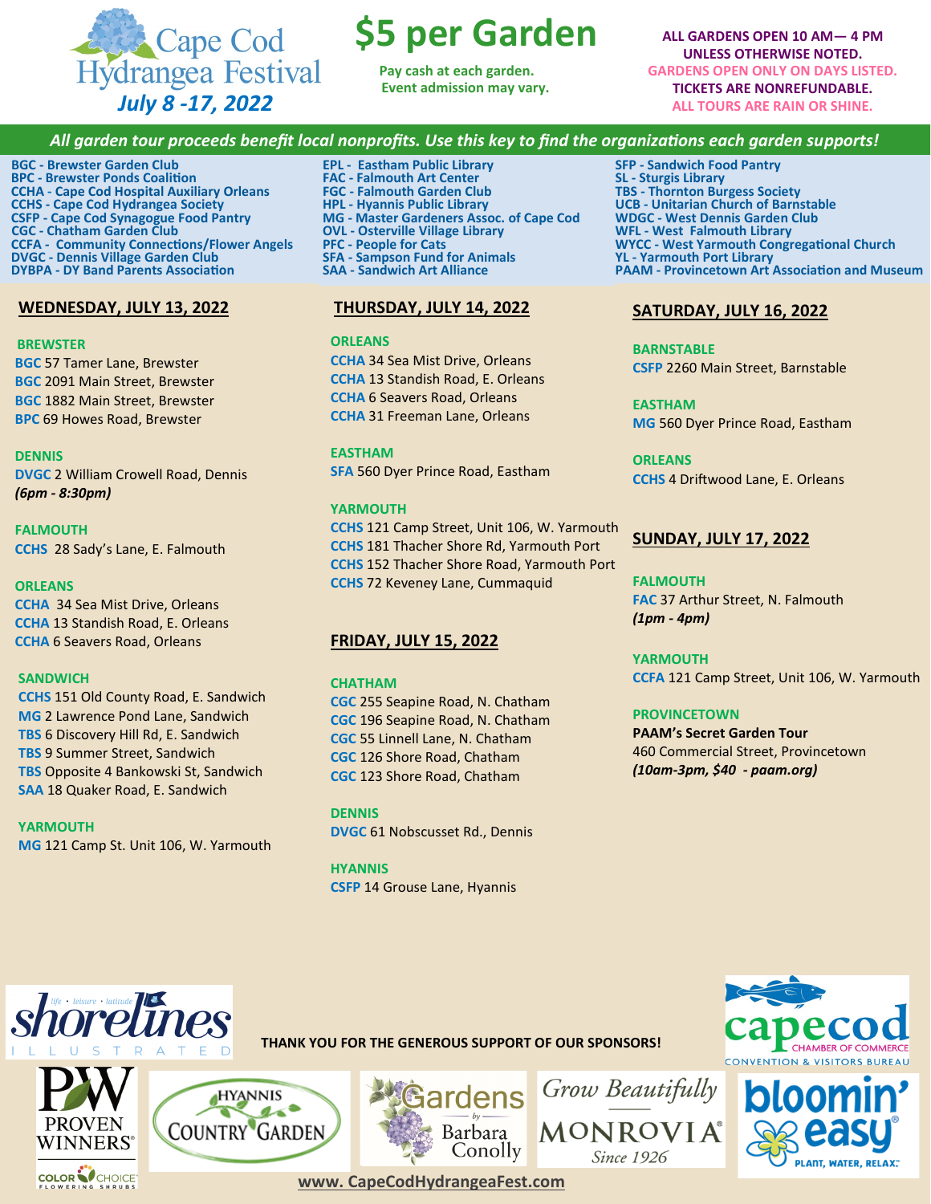# Cape Cod Hydrangea Festival

***July 8 -17, 2022***

## $5 per Garden

**Pay cash at each garden. Event admission may vary.**

**ALL GARDENS OPEN 10 AM— 4 PM UNLESS OTHERWISE NOTED.**
**GARDENS OPEN ONLY ON DAYS LISTED.**
**TICKETS ARE NONREFUNDABLE.**
**ALL TOURS ARE RAIN OR SHINE.**

***All garden tour proceeds benefit local nonprofits. Use this key to find the organizations each garden supports!***

**BGC - Brewster Garden Club**
**BPC - Brewster Ponds Coalition**
**CCHA - Cape Cod Hospital Auxiliary Orleans**
**CCHS - Cape Cod Hydrangea Society**
**CSFP - Cape Cod Synagogue Food Pantry**
**CGC - Chatham Garden Club**
**CCFA - Community Connections/Flower Angels**
**DVGC - Dennis Village Garden Club**
**DYBPA - DY Band Parents Association**
**EPL - Eastham Public Library**
**FAC - Falmouth Art Center**
**FGC - Falmouth Garden Club**
**HPL - Hyannis Public Library**
**MG - Master Gardeners Assoc. of Cape Cod**
**OVL - Osterville Village Library**
**PFC - People for Cats**
**SFA - Sampson Fund for Animals**
**SAA - Sandwich Art Alliance**
**SFP - Sandwich Food Pantry**
**SL - Sturgis Library**
**TBS - Thornton Burgess Society**
**UCB - Unitarian Church of Barnstable**
**WDGC - West Dennis Garden Club**
**WFL - West Falmouth Library**
**WYCC - West Yarmouth Congregational Church**
**YL - Yarmouth Port Library**
**PAAM - Provincetown Art Association and Museum**

## WEDNESDAY, JULY 13, 2022

**BREWSTER**
**BGC** 57 Tamer Lane, Brewster
**BGC** 2091 Main Street, Brewster
**BGC** 1882 Main Street, Brewster
**BPC** 69 Howes Road, Brewster

**DENNIS**
**DVGC** 2 William Crowell Road, Dennis
***(6pm - 8:30pm)***

**FALMOUTH**
**CCHS** 28 Sady's Lane, E. Falmouth

**ORLEANS**
**CCHA** 34 Sea Mist Drive, Orleans
**CCHA** 13 Standish Road, E. Orleans
**CCHA** 6 Seavers Road, Orleans

**SANDWICH**
**CCHS** 151 Old County Road, E. Sandwich
**MG** 2 Lawrence Pond Lane, Sandwich
**TBS** 6 Discovery Hill Rd, E. Sandwich
**TBS** 9 Summer Street, Sandwich
**TBS** Opposite 4 Bankowski St, Sandwich
**SAA** 18 Quaker Road, E. Sandwich

**YARMOUTH**
**MG** 121 Camp St. Unit 106, W. Yarmouth

## THURSDAY, JULY 14, 2022

**ORLEANS**
**CCHA** 34 Sea Mist Drive, Orleans
**CCHA** 13 Standish Road, E. Orleans
**CCHA** 6 Seavers Road, Orleans
**CCHA** 31 Freeman Lane, Orleans

**EASTHAM**
**SFA** 560 Dyer Prince Road, Eastham

**YARMOUTH**
**CCHS** 121 Camp Street, Unit 106, W. Yarmouth
**CCHS** 181 Thacher Shore Rd, Yarmouth Port
**CCHS** 152 Thacher Shore Road, Yarmouth Port
**CCHS** 72 Keveney Lane, Cummaquid

## FRIDAY, JULY 15, 2022

**CHATHAM**
**CGC** 255 Seapine Road, N. Chatham
**CGC** 196 Seapine Road, N. Chatham
**CGC** 55 Linnell Lane, N. Chatham
**CGC** 126 Shore Road, Chatham
**CGC** 123 Shore Road, Chatham

**DENNIS**
**DVGC** 61 Nobscusset Rd., Dennis

**HYANNIS**
**CSFP** 14 Grouse Lane, Hyannis

## SATURDAY, JULY 16, 2022

**BARNSTABLE**
**CSFP** 2260 Main Street, Barnstable

**EASTHAM**
**MG** 560 Dyer Prince Road, Eastham

**ORLEANS**
**CCHS** 4 Driftwood Lane, E. Orleans

## SUNDAY, JULY 17, 2022

**FALMOUTH**
**FAC** 37 Arthur Street, N. Falmouth
***(1pm - 4pm)***

**YARMOUTH**
**CCFA** 121 Camp Street, Unit 106, W. Yarmouth

**PROVINCETOWN**
**PAAM's Secret Garden Tour**
460 Commercial Street, Provincetown
***(10am-3pm, $40 - paam.org)***

**THANK YOU FOR THE GENEROUS SUPPORT OF OUR SPONSORS!**

**www. CapeCodHydrangeaFest.com**